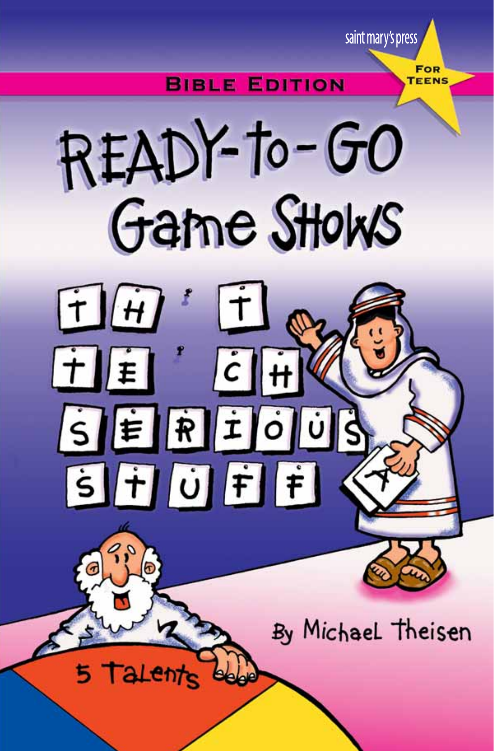saint mary's press

For Teens

**Bible Edition**

# Ready-to-Go Game Shows

TH T
TE CH
SERIOUS
STUFF

5 Talents

By Michael Theisen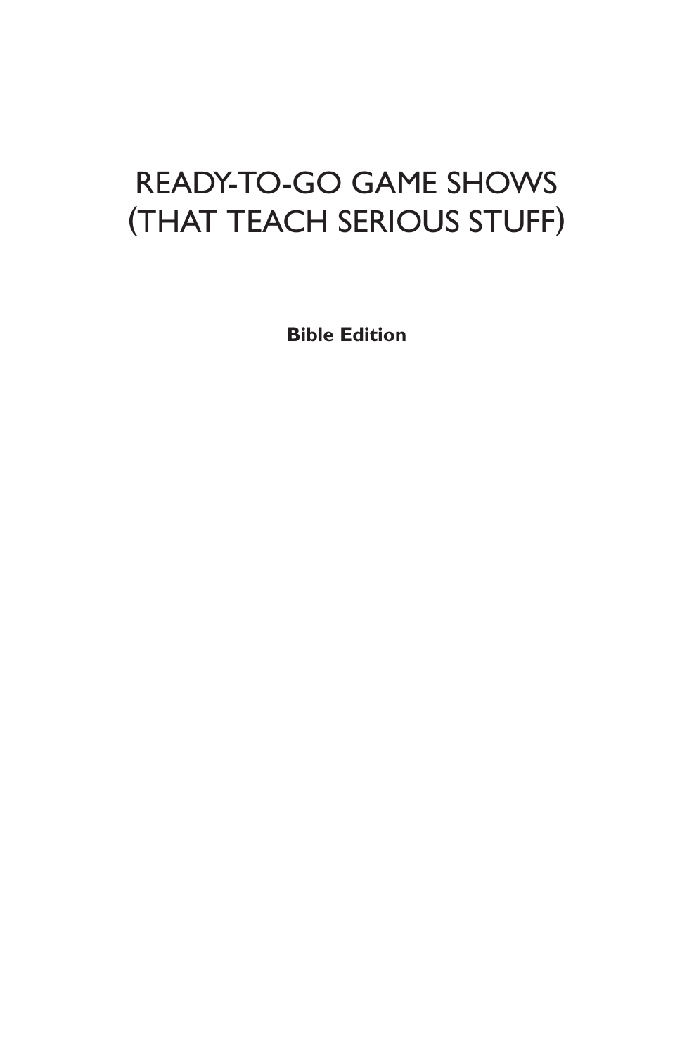# READY-TO-GO GAME SHOWS (THAT TEACH SERIOUS STUFF)

**Bible Edition**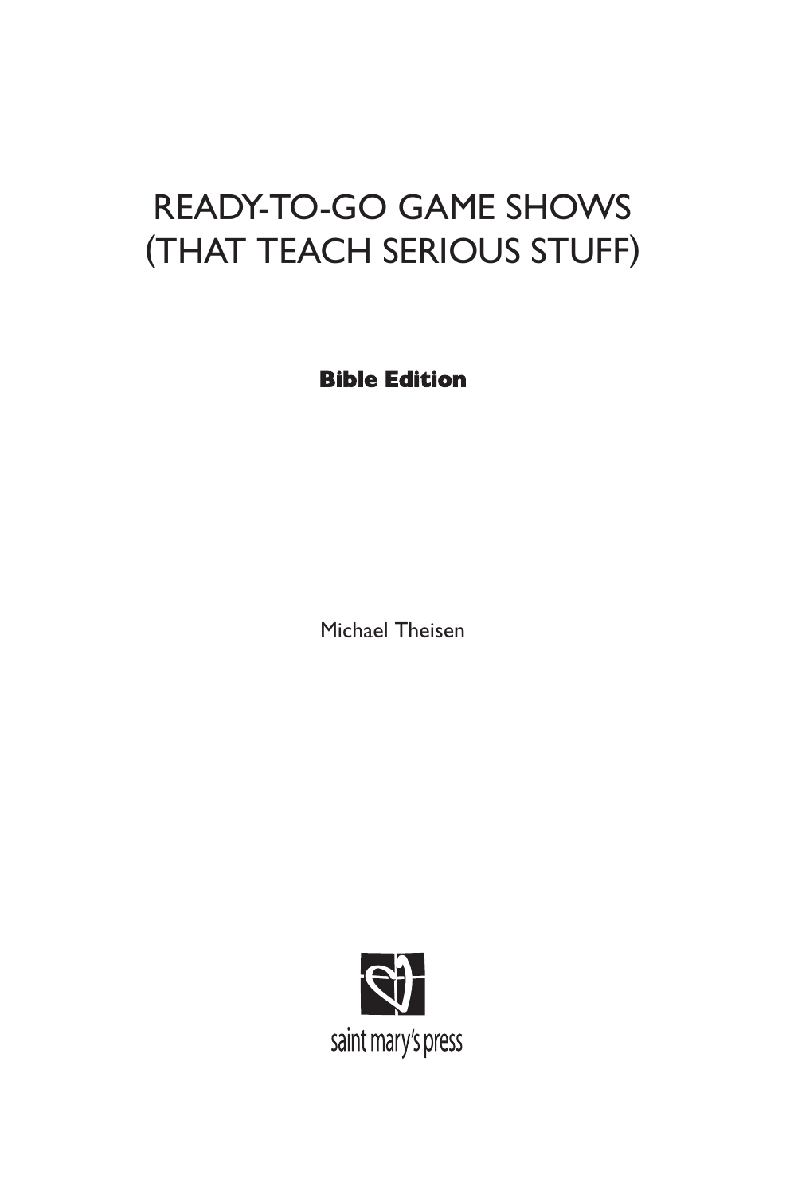# READY-TO-GO GAME SHOWS (THAT TEACH SERIOUS STUFF)

**Bible Edition**

Michael Theisen

saint mary's press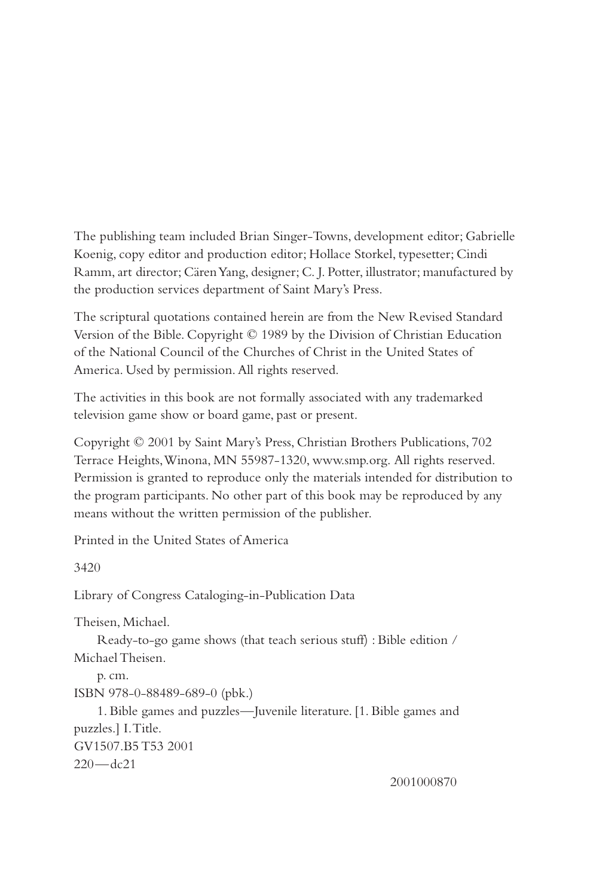The publishing team included Brian Singer-Towns, development editor; Gabrielle Koenig, copy editor and production editor; Hollace Storkel, typesetter; Cindi Ramm, art director; Cären Yang, designer; C. J. Potter, illustrator; manufactured by the production services department of Saint Mary's Press.

The scriptural quotations contained herein are from the New Revised Standard Version of the Bible. Copyright © 1989 by the Division of Christian Education of the National Council of the Churches of Christ in the United States of America. Used by permission. All rights reserved.

The activities in this book are not formally associated with any trademarked television game show or board game, past or present.

Copyright © 2001 by Saint Mary's Press, Christian Brothers Publications, 702 Terrace Heights, Winona, MN 55987-1320, www.smp.org. All rights reserved. Permission is granted to reproduce only the materials intended for distribution to the program participants. No other part of this book may be reproduced by any means without the written permission of the publisher.

Printed in the United States of America

3420

Library of Congress Cataloging-in-Publication Data

Theisen, Michael.

Ready-to-go game shows (that teach serious stuff) : Bible edition / Michael Theisen.

p. cm.

ISBN 978-0-88489-689-0 (pbk.)

1. Bible games and puzzles—Juvenile literature. [1. Bible games and puzzles.] I. Title.

GV1507.B5 T53 2001

220—dc21

2001000870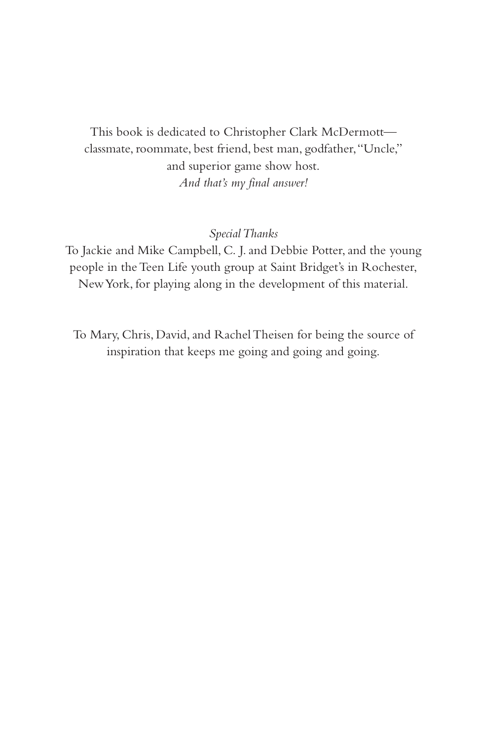This book is dedicated to Christopher Clark McDermott—
classmate, roommate, best friend, best man, godfather, "Uncle,"
and superior game show host.
*And that's my final answer!*

*Special Thanks*

To Jackie and Mike Campbell, C. J. and Debbie Potter, and the young people in the Teen Life youth group at Saint Bridget's in Rochester, New York, for playing along in the development of this material.

To Mary, Chris, David, and Rachel Theisen for being the source of inspiration that keeps me going and going and going.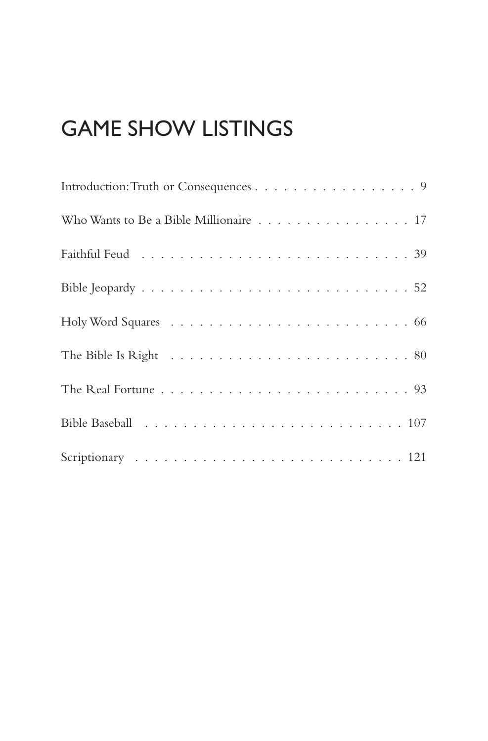# GAME SHOW LISTINGS

Introduction: Truth or Consequences . . . . . . . . . . . . . . . . . . 9

Who Wants to Be a Bible Millionaire . . . . . . . . . . . . . . . . 17

Faithful Feud . . . . . . . . . . . . . . . . . . . . . . . . . . . 39

Bible Jeopardy . . . . . . . . . . . . . . . . . . . . . . . . . . 52

Holy Word Squares . . . . . . . . . . . . . . . . . . . . . . . . 66

The Bible Is Right . . . . . . . . . . . . . . . . . . . . . . . . 80

The Real Fortune . . . . . . . . . . . . . . . . . . . . . . . . . 93

Bible Baseball . . . . . . . . . . . . . . . . . . . . . . . . . . 107

Scriptionary . . . . . . . . . . . . . . . . . . . . . . . . . . . 121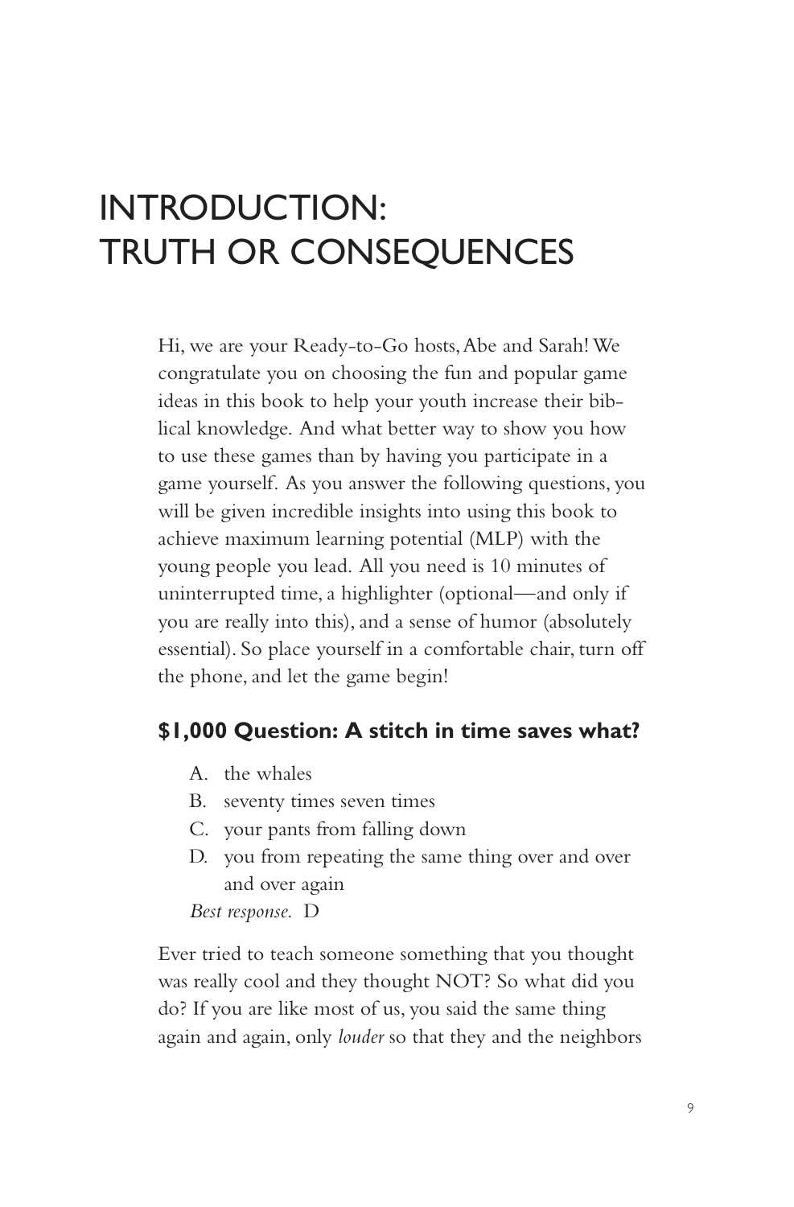# INTRODUCTION: TRUTH OR CONSEQUENCES

Hi, we are your Ready-to-Go hosts, Abe and Sarah! We congratulate you on choosing the fun and popular game ideas in this book to help your youth increase their biblical knowledge. And what better way to show you how to use these games than by having you participate in a game yourself. As you answer the following questions, you will be given incredible insights into using this book to achieve maximum learning potential (MLP) with the young people you lead. All you need is 10 minutes of uninterrupted time, a highlighter (optional—and only if you are really into this), and a sense of humor (absolutely essential). So place yourself in a comfortable chair, turn off the phone, and let the game begin!

### $1,000 Question: A stitch in time saves what?

A. the whales
B. seventy times seven times
C. your pants from falling down
D. you from repeating the same thing over and over and over again

*Best response.* D

Ever tried to teach someone something that you thought was really cool and they thought NOT? So what did you do? If you are like most of us, you said the same thing again and again, only *louder* so that they and the neighbors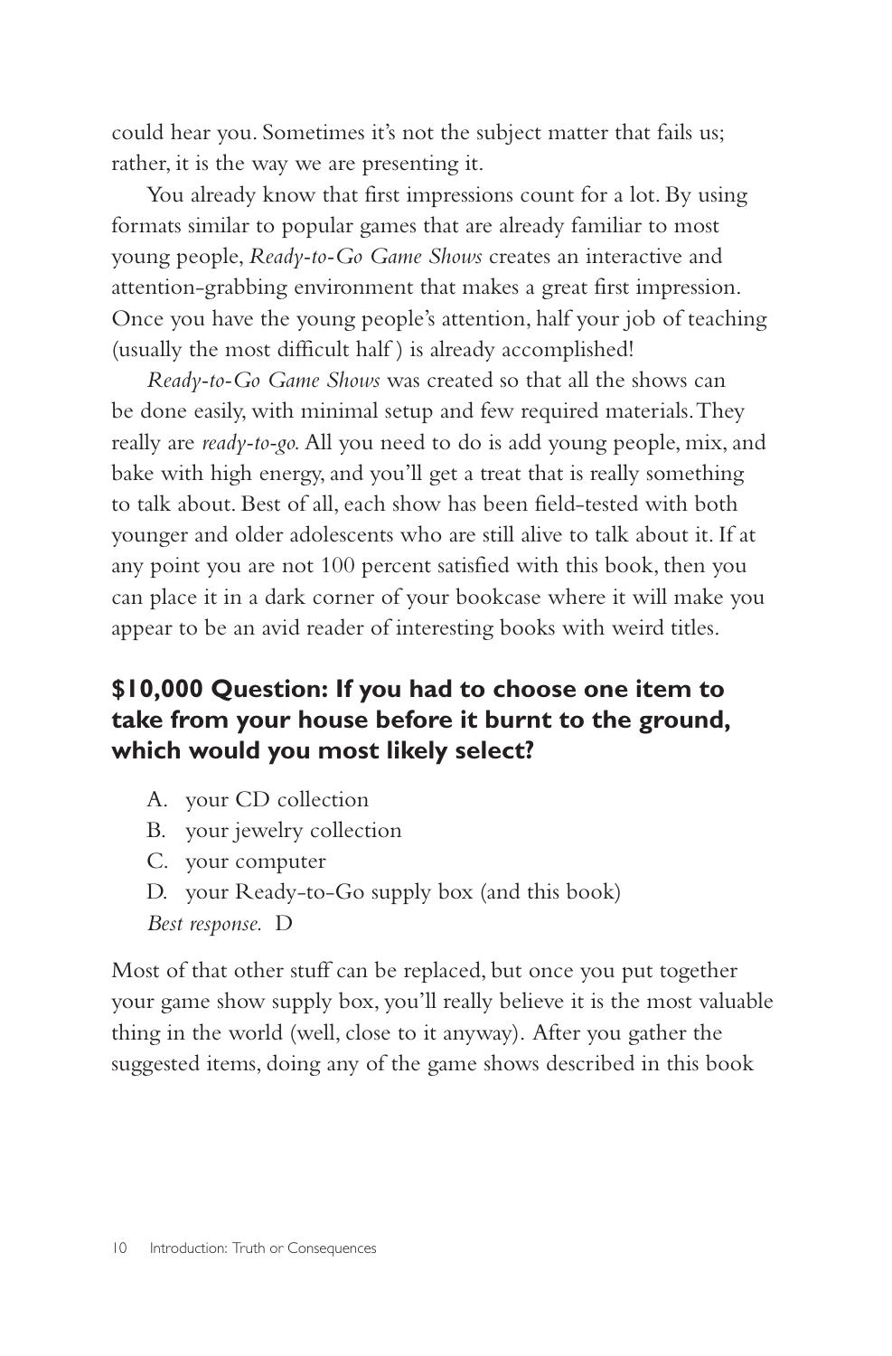could hear you. Sometimes it's not the subject matter that fails us; rather, it is the way we are presenting it.

You already know that first impressions count for a lot. By using formats similar to popular games that are already familiar to most young people, *Ready-to-Go Game Shows* creates an interactive and attention-grabbing environment that makes a great first impression. Once you have the young people's attention, half your job of teaching (usually the most difficult half ) is already accomplished!

*Ready-to-Go Game Shows* was created so that all the shows can be done easily, with minimal setup and few required materials. They really are *ready-to-go.* All you need to do is add young people, mix, and bake with high energy, and you'll get a treat that is really something to talk about. Best of all, each show has been field-tested with both younger and older adolescents who are still alive to talk about it. If at any point you are not 100 percent satisfied with this book, then you can place it in a dark corner of your bookcase where it will make you appear to be an avid reader of interesting books with weird titles.

### $10,000 Question: If you had to choose one item to take from your house before it burnt to the ground, which would you most likely select?

A. your CD collection
B. your jewelry collection
C. your computer
D. your Ready-to-Go supply box (and this book)

*Best response.* D

Most of that other stuff can be replaced, but once you put together your game show supply box, you'll really believe it is the most valuable thing in the world (well, close to it anyway). After you gather the suggested items, doing any of the game shows described in this book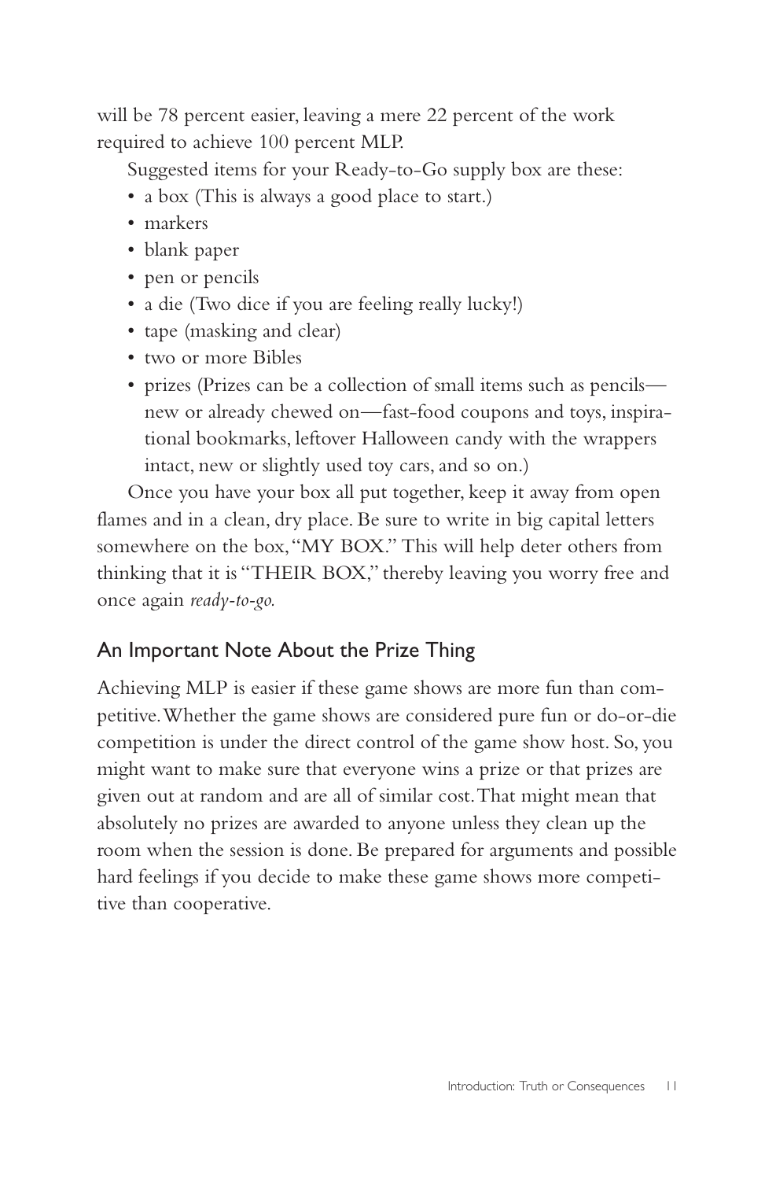will be 78 percent easier, leaving a mere 22 percent of the work required to achieve 100 percent MLP.

Suggested items for your Ready-to-Go supply box are these:

- a box (This is always a good place to start.)
- markers
- blank paper
- pen or pencils
- a die (Two dice if you are feeling really lucky!)
- tape (masking and clear)
- two or more Bibles
- prizes (Prizes can be a collection of small items such as pencils—new or already chewed on—fast-food coupons and toys, inspirational bookmarks, leftover Halloween candy with the wrappers intact, new or slightly used toy cars, and so on.)

Once you have your box all put together, keep it away from open flames and in a clean, dry place. Be sure to write in big capital letters somewhere on the box, "MY BOX." This will help deter others from thinking that it is "THEIR BOX," thereby leaving you worry free and once again *ready-to-go.*

## An Important Note About the Prize Thing

Achieving MLP is easier if these game shows are more fun than competitive. Whether the game shows are considered pure fun or do-or-die competition is under the direct control of the game show host. So, you might want to make sure that everyone wins a prize or that prizes are given out at random and are all of similar cost. That might mean that absolutely no prizes are awarded to anyone unless they clean up the room when the session is done. Be prepared for arguments and possible hard feelings if you decide to make these game shows more competitive than cooperative.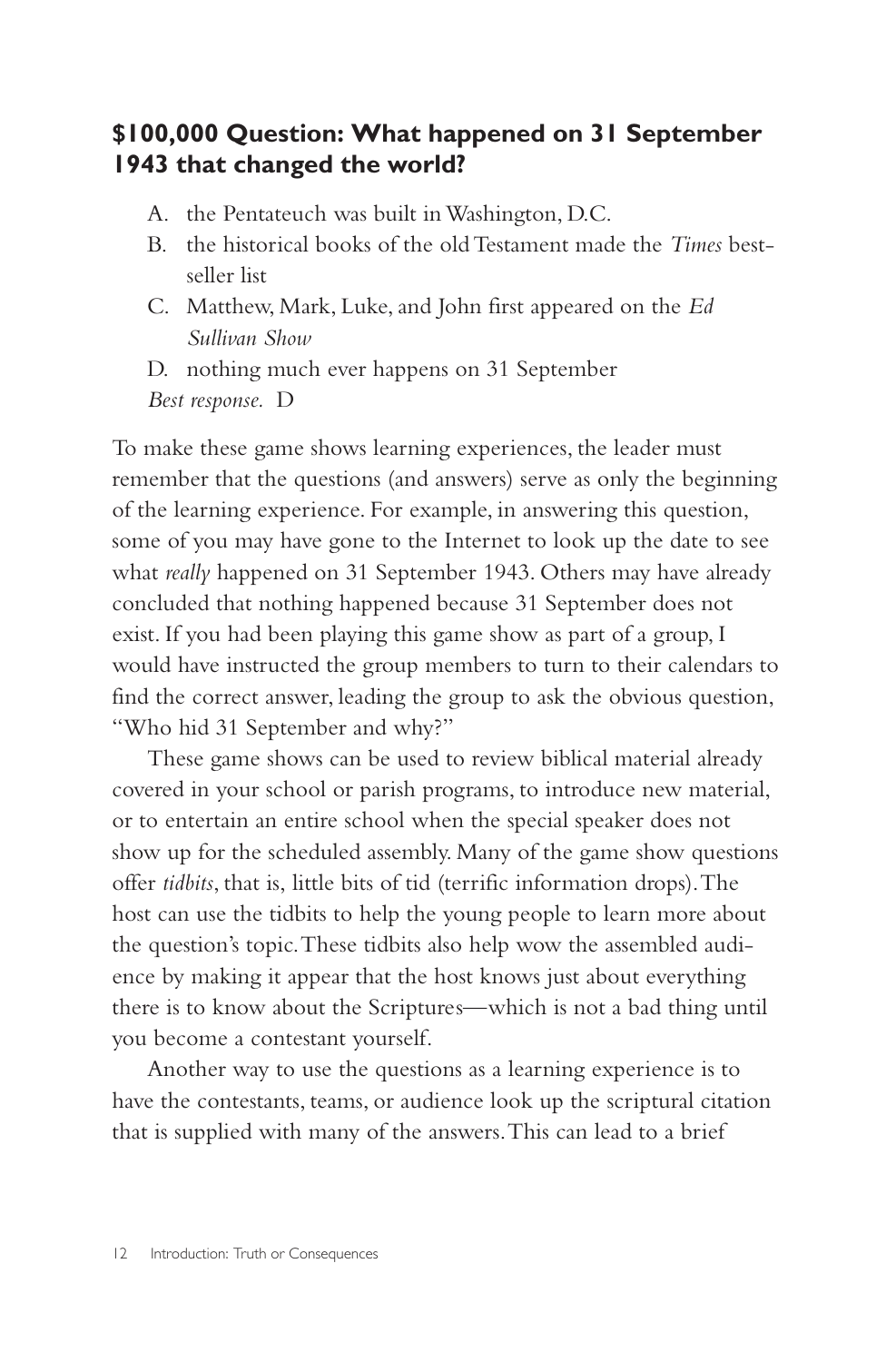## $100,000 Question: What happened on 31 September 1943 that changed the world?

A. the Pentateuch was built in Washington, D.C.
B. the historical books of the old Testament made the *Times* best-seller list
C. Matthew, Mark, Luke, and John first appeared on the *Ed Sullivan Show*
D. nothing much ever happens on 31 September

*Best response.* D

To make these game shows learning experiences, the leader must remember that the questions (and answers) serve as only the beginning of the learning experience. For example, in answering this question, some of you may have gone to the Internet to look up the date to see what *really* happened on 31 September 1943. Others may have already concluded that nothing happened because 31 September does not exist. If you had been playing this game show as part of a group, I would have instructed the group members to turn to their calendars to find the correct answer, leading the group to ask the obvious question, "Who hid 31 September and why?"

These game shows can be used to review biblical material already covered in your school or parish programs, to introduce new material, or to entertain an entire school when the special speaker does not show up for the scheduled assembly. Many of the game show questions offer *tidbits*, that is, little bits of tid (terrific information drops). The host can use the tidbits to help the young people to learn more about the question's topic. These tidbits also help wow the assembled audience by making it appear that the host knows just about everything there is to know about the Scriptures—which is not a bad thing until you become a contestant yourself.

Another way to use the questions as a learning experience is to have the contestants, teams, or audience look up the scriptural citation that is supplied with many of the answers. This can lead to a brief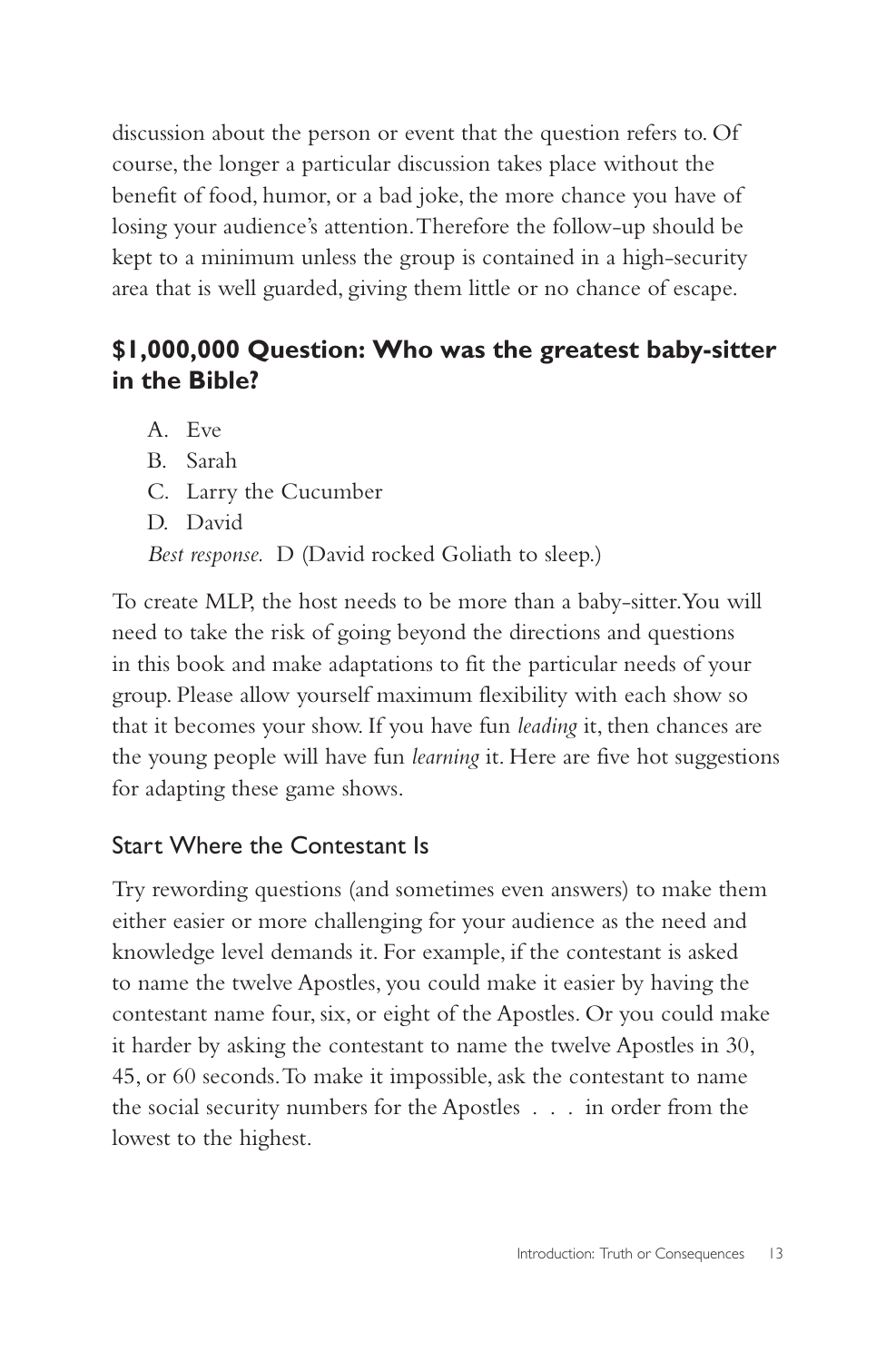discussion about the person or event that the question refers to. Of course, the longer a particular discussion takes place without the benefit of food, humor, or a bad joke, the more chance you have of losing your audience's attention. Therefore the follow-up should be kept to a minimum unless the group is contained in a high-security area that is well guarded, giving them little or no chance of escape.

## $1,000,000 Question: Who was the greatest baby-sitter in the Bible?

A. Eve
B. Sarah
C. Larry the Cucumber
D. David

*Best response.* D (David rocked Goliath to sleep.)

To create MLP, the host needs to be more than a baby-sitter. You will need to take the risk of going beyond the directions and questions in this book and make adaptations to fit the particular needs of your group. Please allow yourself maximum flexibility with each show so that it becomes your show. If you have fun *leading* it, then chances are the young people will have fun *learning* it. Here are five hot suggestions for adapting these game shows.

### Start Where the Contestant Is

Try rewording questions (and sometimes even answers) to make them either easier or more challenging for your audience as the need and knowledge level demands it. For example, if the contestant is asked to name the twelve Apostles, you could make it easier by having the contestant name four, six, or eight of the Apostles. Or you could make it harder by asking the contestant to name the twelve Apostles in 30, 45, or 60 seconds. To make it impossible, ask the contestant to name the social security numbers for the Apostles . . . in order from the lowest to the highest.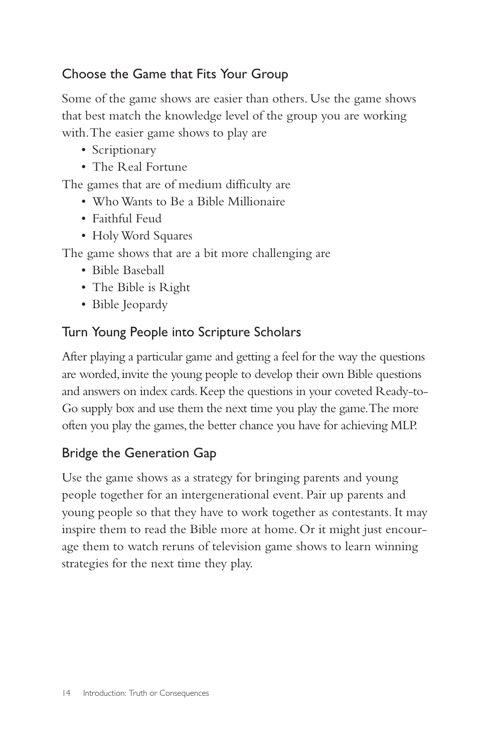## Choose the Game that Fits Your Group

Some of the game shows are easier than others. Use the game shows that best match the knowledge level of the group you are working with. The easier game shows to play are

- Scriptionary
- The Real Fortune

The games that are of medium difficulty are

- Who Wants to Be a Bible Millionaire
- Faithful Feud
- Holy Word Squares

The game shows that are a bit more challenging are

- Bible Baseball
- The Bible is Right
- Bible Jeopardy

## Turn Young People into Scripture Scholars

After playing a particular game and getting a feel for the way the questions are worded, invite the young people to develop their own Bible questions and answers on index cards. Keep the questions in your coveted Ready-to-Go supply box and use them the next time you play the game. The more often you play the games, the better chance you have for achieving MLP.

## Bridge the Generation Gap

Use the game shows as a strategy for bringing parents and young people together for an intergenerational event. Pair up parents and young people so that they have to work together as contestants. It may inspire them to read the Bible more at home. Or it might just encourage them to watch reruns of television game shows to learn winning strategies for the next time they play.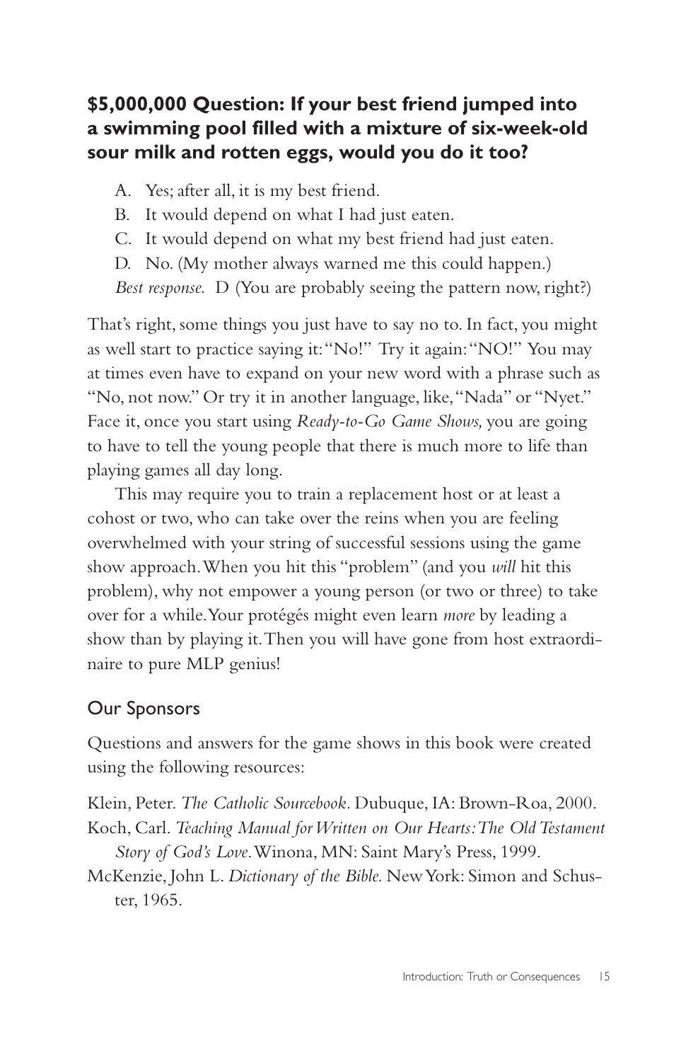**$5,000,000 Question: If your best friend jumped into a swimming pool filled with a mixture of six-week-old sour milk and rotten eggs, would you do it too?**

A. Yes; after all, it is my best friend.

B. It would depend on what I had just eaten.

C. It would depend on what my best friend had just eaten.

D. No. (My mother always warned me this could happen.)

*Best response.* D (You are probably seeing the pattern now, right?)

That's right, some things you just have to say no to. In fact, you might as well start to practice saying it: "No!" Try it again: "NO!" You may at times even have to expand on your new word with a phrase such as "No, not now." Or try it in another language, like, "Nada" or "Nyet." Face it, once you start using *Ready-to-Go Game Shows,* you are going to have to tell the young people that there is much more to life than playing games all day long.

This may require you to train a replacement host or at least a cohost or two, who can take over the reins when you are feeling overwhelmed with your string of successful sessions using the game show approach. When you hit this "problem" (and you *will* hit this problem), why not empower a young person (or two or three) to take over for a while. Your protégés might even learn *more* by leading a show than by playing it. Then you will have gone from host extraordinaire to pure MLP genius!

## Our Sponsors

Questions and answers for the game shows in this book were created using the following resources:

Klein, Peter. *The Catholic Sourcebook.* Dubuque, IA: Brown-Roa, 2000.

Koch, Carl. *Teaching Manual for Written on Our Hearts: The Old Testament Story of God's Love.* Winona, MN: Saint Mary's Press, 1999.

McKenzie, John L. *Dictionary of the Bible.* New York: Simon and Schuster, 1965.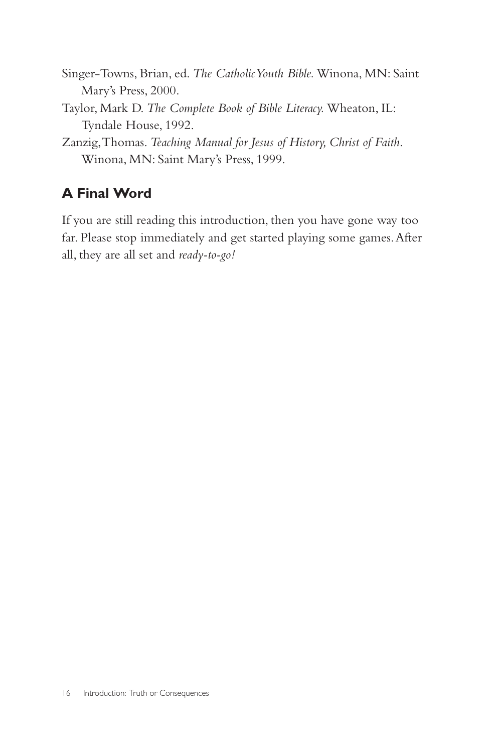Singer-Towns, Brian, ed. *The Catholic Youth Bible.* Winona, MN: Saint Mary's Press, 2000.

Taylor, Mark D. *The Complete Book of Bible Literacy.* Wheaton, IL: Tyndale House, 1992.

Zanzig, Thomas. *Teaching Manual for Jesus of History, Christ of Faith*. Winona, MN: Saint Mary's Press, 1999.

## A Final Word

If you are still reading this introduction, then you have gone way too far. Please stop immediately and get started playing some games. After all, they are all set and *ready-to-go!*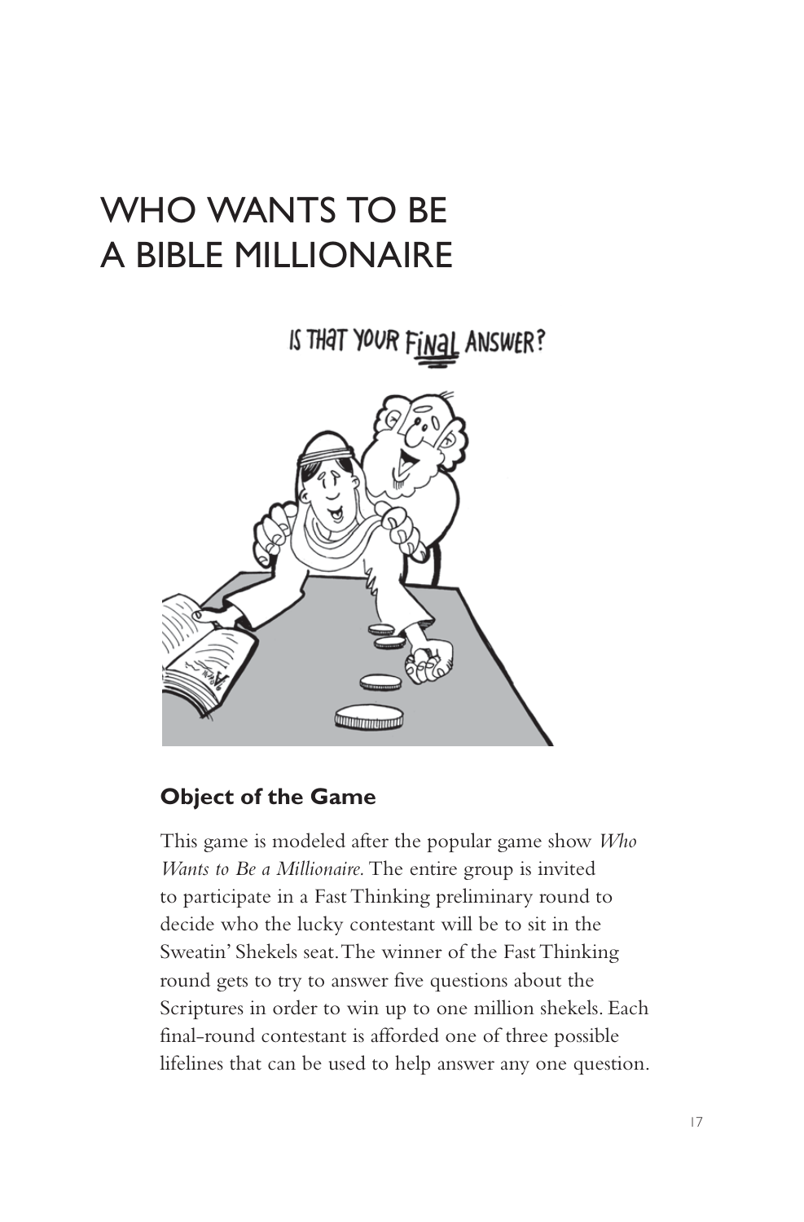# WHO WANTS TO BE A BIBLE MILLIONAIRE

## Object of the Game

This game is modeled after the popular game show *Who Wants to Be a Millionaire.* The entire group is invited to participate in a Fast Thinking preliminary round to decide who the lucky contestant will be to sit in the Sweatin' Shekels seat. The winner of the Fast Thinking round gets to try to answer five questions about the Scriptures in order to win up to one million shekels. Each final-round contestant is afforded one of three possible lifelines that can be used to help answer any one question.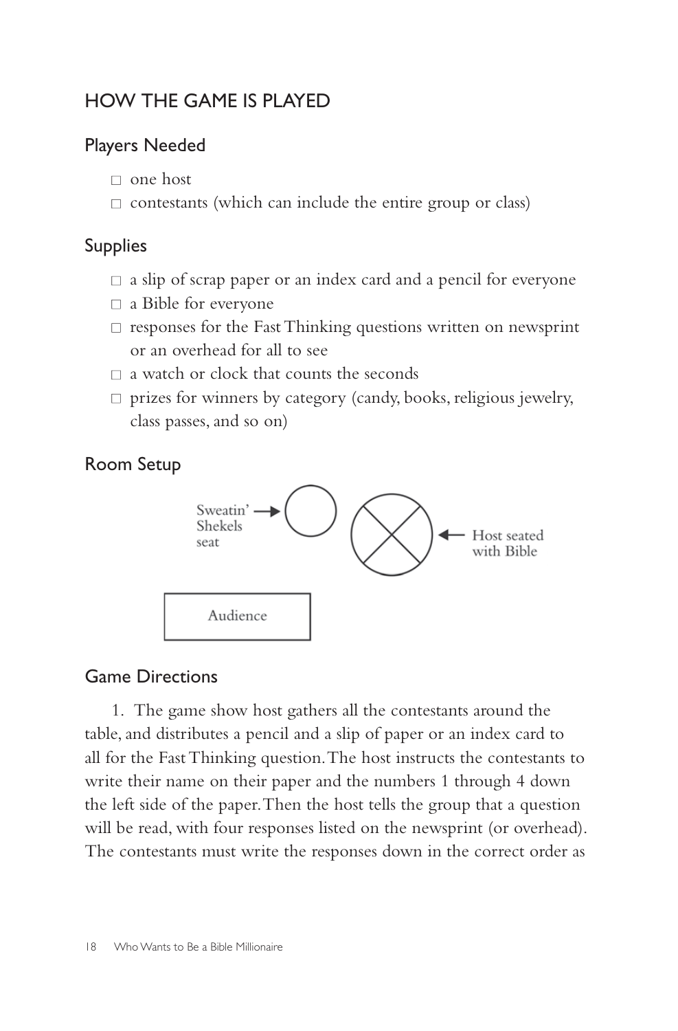## HOW THE GAME IS PLAYED

### Players Needed

- one host
- contestants (which can include the entire group or class)

### Supplies

- a slip of scrap paper or an index card and a pencil for everyone
- a Bible for everyone
- responses for the Fast Thinking questions written on newsprint or an overhead for all to see
- a watch or clock that counts the seconds
- prizes for winners by category (candy, books, religious jewelry, class passes, and so on)

### Room Setup

Sweatin' Shekels seat → ○ ⊗ ← Host seated with Bible

Audience

### Game Directions

1. The game show host gathers all the contestants around the table, and distributes a pencil and a slip of paper or an index card to all for the Fast Thinking question. The host instructs the contestants to write their name on their paper and the numbers 1 through 4 down the left side of the paper. Then the host tells the group that a question will be read, with four responses listed on the newsprint (or overhead). The contestants must write the responses down in the correct order as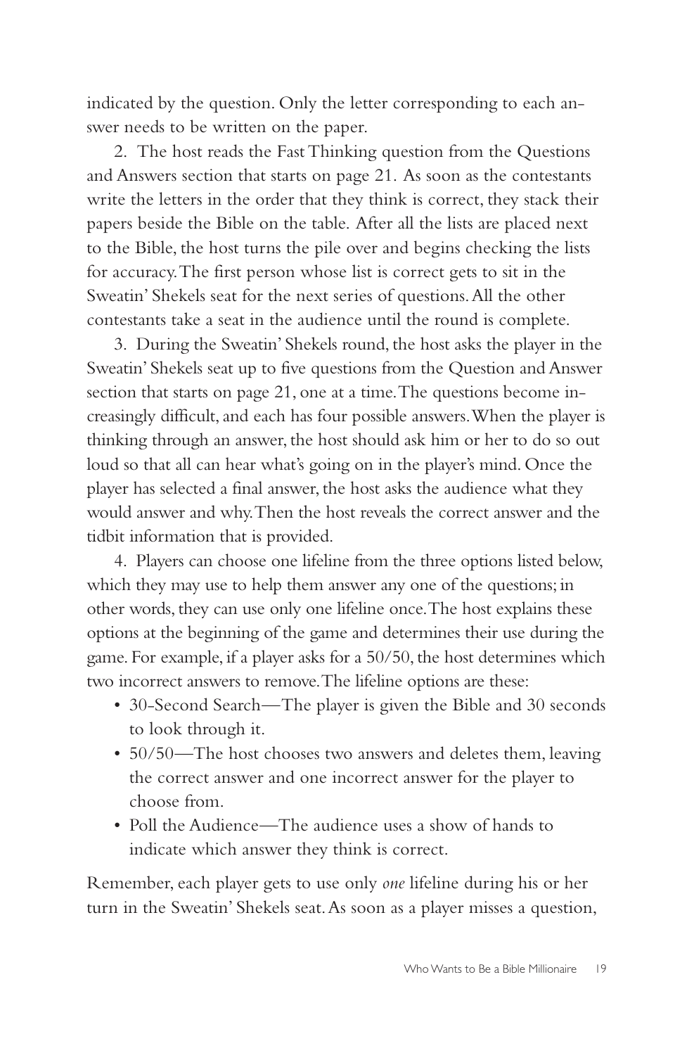indicated by the question. Only the letter corresponding to each answer needs to be written on the paper.

2. The host reads the Fast Thinking question from the Questions and Answers section that starts on page 21. As soon as the contestants write the letters in the order that they think is correct, they stack their papers beside the Bible on the table. After all the lists are placed next to the Bible, the host turns the pile over and begins checking the lists for accuracy. The first person whose list is correct gets to sit in the Sweatin' Shekels seat for the next series of questions. All the other contestants take a seat in the audience until the round is complete.

3. During the Sweatin' Shekels round, the host asks the player in the Sweatin' Shekels seat up to five questions from the Question and Answer section that starts on page 21, one at a time. The questions become increasingly difficult, and each has four possible answers. When the player is thinking through an answer, the host should ask him or her to do so out loud so that all can hear what's going on in the player's mind. Once the player has selected a final answer, the host asks the audience what they would answer and why. Then the host reveals the correct answer and the tidbit information that is provided.

4. Players can choose one lifeline from the three options listed below, which they may use to help them answer any one of the questions; in other words, they can use only one lifeline once. The host explains these options at the beginning of the game and determines their use during the game. For example, if a player asks for a 50/50, the host determines which two incorrect answers to remove. The lifeline options are these:

- 30-Second Search—The player is given the Bible and 30 seconds to look through it.
- 50/50—The host chooses two answers and deletes them, leaving the correct answer and one incorrect answer for the player to choose from.
- Poll the Audience—The audience uses a show of hands to indicate which answer they think is correct.

Remember, each player gets to use only *one* lifeline during his or her turn in the Sweatin' Shekels seat. As soon as a player misses a question,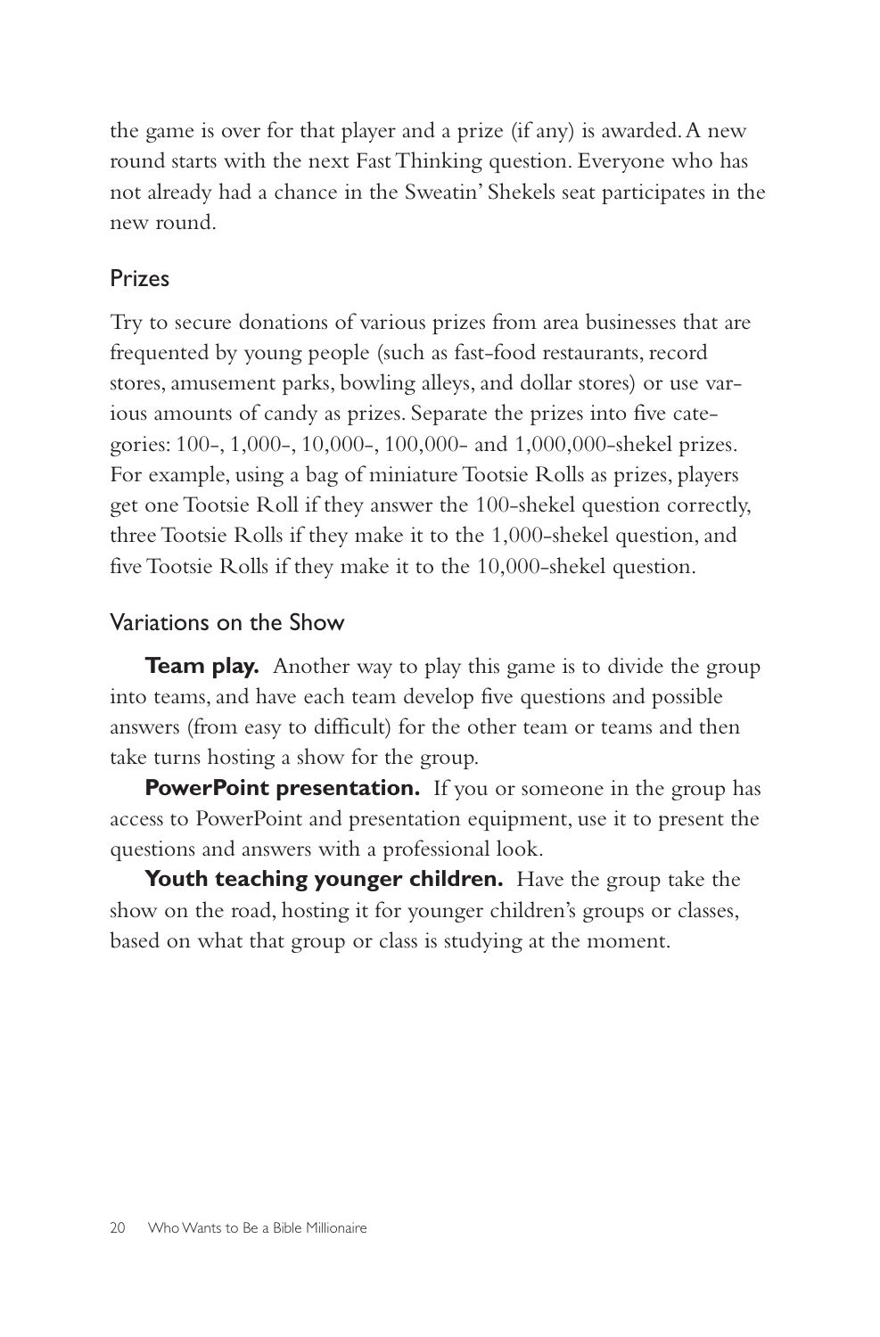the game is over for that player and a prize (if any) is awarded. A new round starts with the next Fast Thinking question. Everyone who has not already had a chance in the Sweatin' Shekels seat participates in the new round.

## Prizes

Try to secure donations of various prizes from area businesses that are frequented by young people (such as fast-food restaurants, record stores, amusement parks, bowling alleys, and dollar stores) or use various amounts of candy as prizes. Separate the prizes into five categories: 100-, 1,000-, 10,000-, 100,000- and 1,000,000-shekel prizes. For example, using a bag of miniature Tootsie Rolls as prizes, players get one Tootsie Roll if they answer the 100-shekel question correctly, three Tootsie Rolls if they make it to the 1,000-shekel question, and five Tootsie Rolls if they make it to the 10,000-shekel question.

## Variations on the Show

**Team play.** Another way to play this game is to divide the group into teams, and have each team develop five questions and possible answers (from easy to difficult) for the other team or teams and then take turns hosting a show for the group.

**PowerPoint presentation.** If you or someone in the group has access to PowerPoint and presentation equipment, use it to present the questions and answers with a professional look.

**Youth teaching younger children.** Have the group take the show on the road, hosting it for younger children's groups or classes, based on what that group or class is studying at the moment.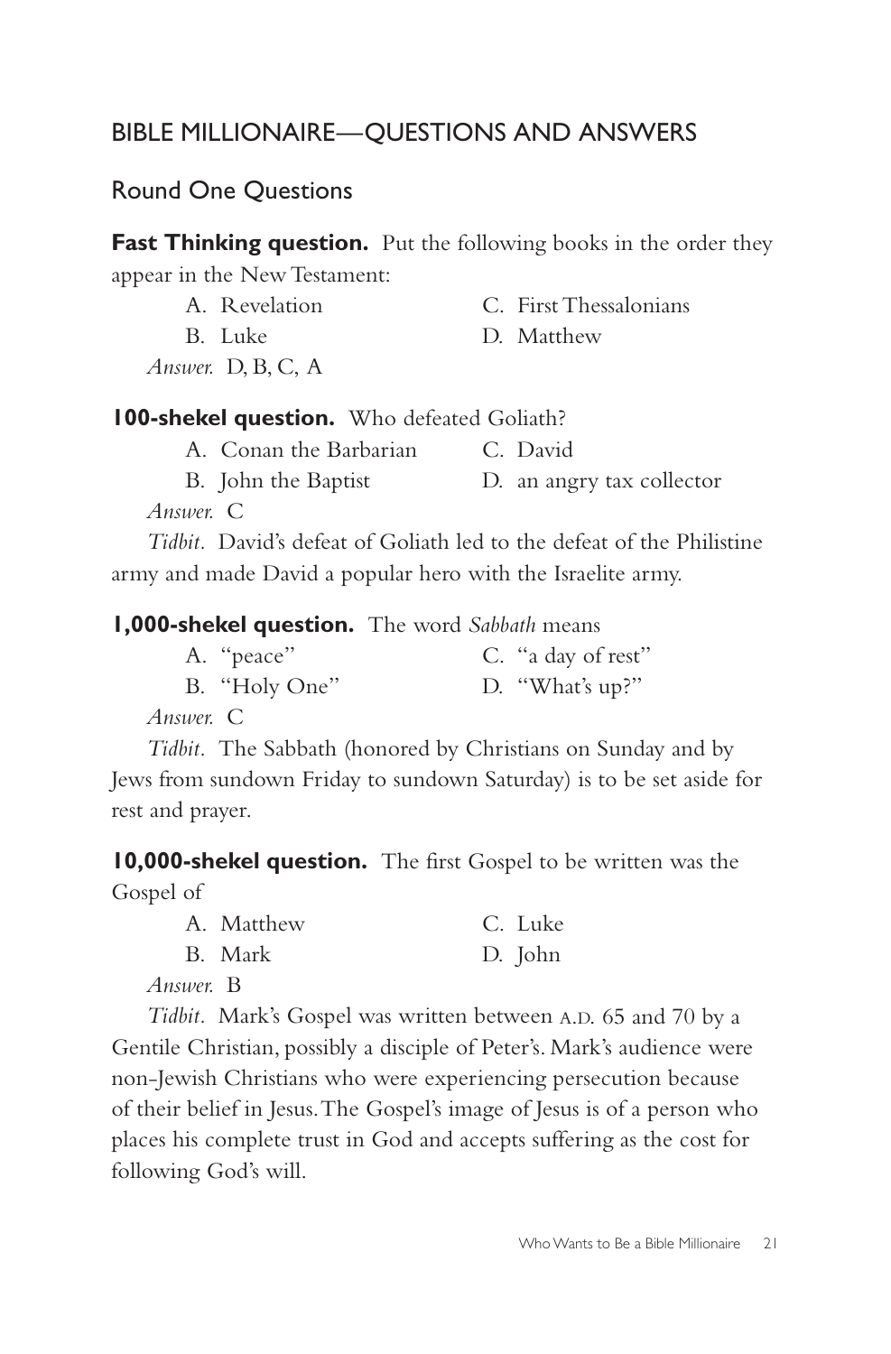## BIBLE MILLIONAIRE—QUESTIONS AND ANSWERS

### Round One Questions

**Fast Thinking question.** Put the following books in the order they appear in the New Testament:

A. Revelation
B. Luke
C. First Thessalonians
D. Matthew

*Answer.* D, B, C, A

**100-shekel question.** Who defeated Goliath?

A. Conan the Barbarian
B. John the Baptist
C. David
D. an angry tax collector

*Answer.* C

*Tidbit.* David's defeat of Goliath led to the defeat of the Philistine army and made David a popular hero with the Israelite army.

**1,000-shekel question.** The word *Sabbath* means

A. "peace"
B. "Holy One"
C. "a day of rest"
D. "What's up?"

*Answer.* C

*Tidbit.* The Sabbath (honored by Christians on Sunday and by Jews from sundown Friday to sundown Saturday) is to be set aside for rest and prayer.

**10,000-shekel question.** The first Gospel to be written was the Gospel of

A. Matthew
B. Mark
C. Luke
D. John

*Answer.* B

*Tidbit.* Mark's Gospel was written between A.D. 65 and 70 by a Gentile Christian, possibly a disciple of Peter's. Mark's audience were non-Jewish Christians who were experiencing persecution because of their belief in Jesus. The Gospel's image of Jesus is of a person who places his complete trust in God and accepts suffering as the cost for following God's will.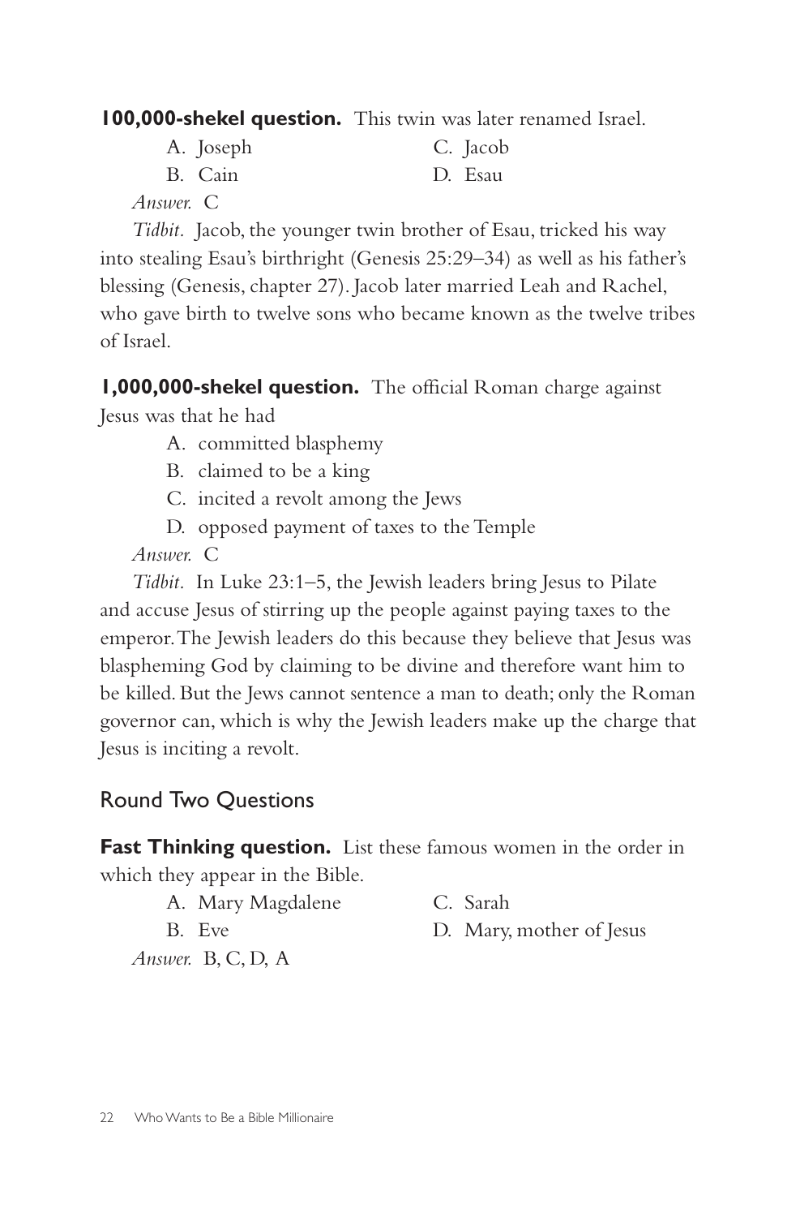**100,000-shekel question.** This twin was later renamed Israel.

A. Joseph
B. Cain
C. Jacob
D. Esau

*Answer.* C

*Tidbit.* Jacob, the younger twin brother of Esau, tricked his way into stealing Esau's birthright (Genesis 25:29–34) as well as his father's blessing (Genesis, chapter 27). Jacob later married Leah and Rachel, who gave birth to twelve sons who became known as the twelve tribes of Israel.

**1,000,000-shekel question.** The official Roman charge against Jesus was that he had

A. committed blasphemy
B. claimed to be a king
C. incited a revolt among the Jews
D. opposed payment of taxes to the Temple

*Answer.* C

*Tidbit.* In Luke 23:1–5, the Jewish leaders bring Jesus to Pilate and accuse Jesus of stirring up the people against paying taxes to the emperor. The Jewish leaders do this because they believe that Jesus was blaspheming God by claiming to be divine and therefore want him to be killed. But the Jews cannot sentence a man to death; only the Roman governor can, which is why the Jewish leaders make up the charge that Jesus is inciting a revolt.

## Round Two Questions

**Fast Thinking question.** List these famous women in the order in which they appear in the Bible.

A. Mary Magdalene
B. Eve
C. Sarah
D. Mary, mother of Jesus

*Answer.* B, C, D, A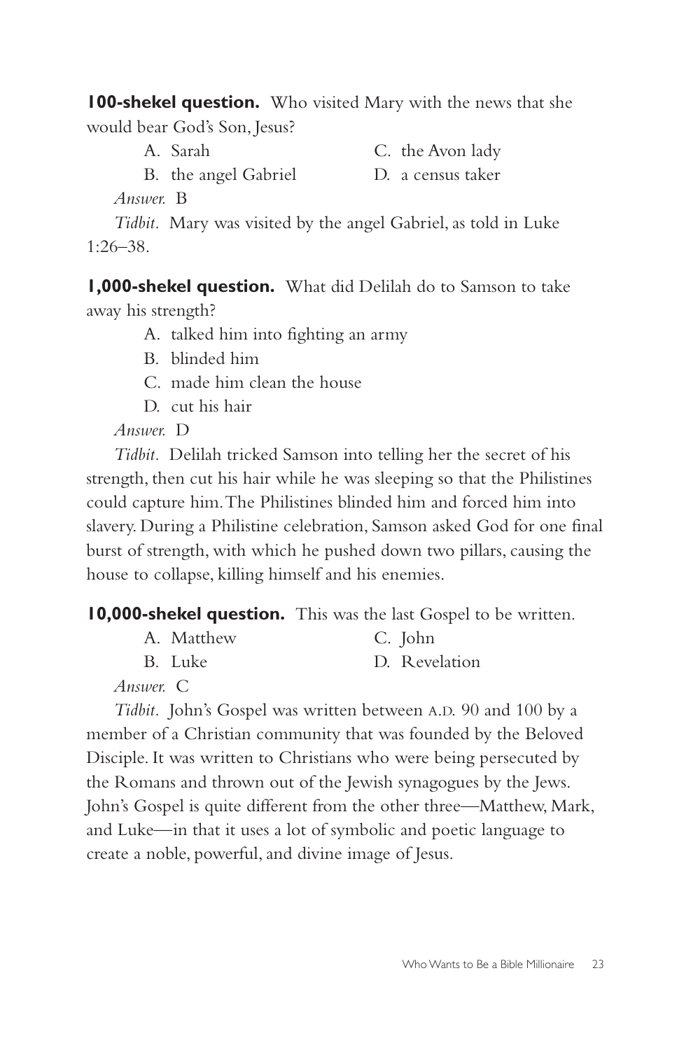**100-shekel question.** Who visited Mary with the news that she would bear God's Son, Jesus?

A. Sarah
B. the angel Gabriel
C. the Avon lady
D. a census taker

*Answer.* B

*Tidbit.* Mary was visited by the angel Gabriel, as told in Luke 1:26–38.

**1,000-shekel question.** What did Delilah do to Samson to take away his strength?

A. talked him into fighting an army
B. blinded him
C. made him clean the house
D. cut his hair

*Answer.* D

*Tidbit.* Delilah tricked Samson into telling her the secret of his strength, then cut his hair while he was sleeping so that the Philistines could capture him. The Philistines blinded him and forced him into slavery. During a Philistine celebration, Samson asked God for one final burst of strength, with which he pushed down two pillars, causing the house to collapse, killing himself and his enemies.

**10,000-shekel question.** This was the last Gospel to be written.

A. Matthew
B. Luke
C. John
D. Revelation

*Answer.* C

*Tidbit.* John's Gospel was written between A.D. 90 and 100 by a member of a Christian community that was founded by the Beloved Disciple. It was written to Christians who were being persecuted by the Romans and thrown out of the Jewish synagogues by the Jews. John's Gospel is quite different from the other three—Matthew, Mark, and Luke—in that it uses a lot of symbolic and poetic language to create a noble, powerful, and divine image of Jesus.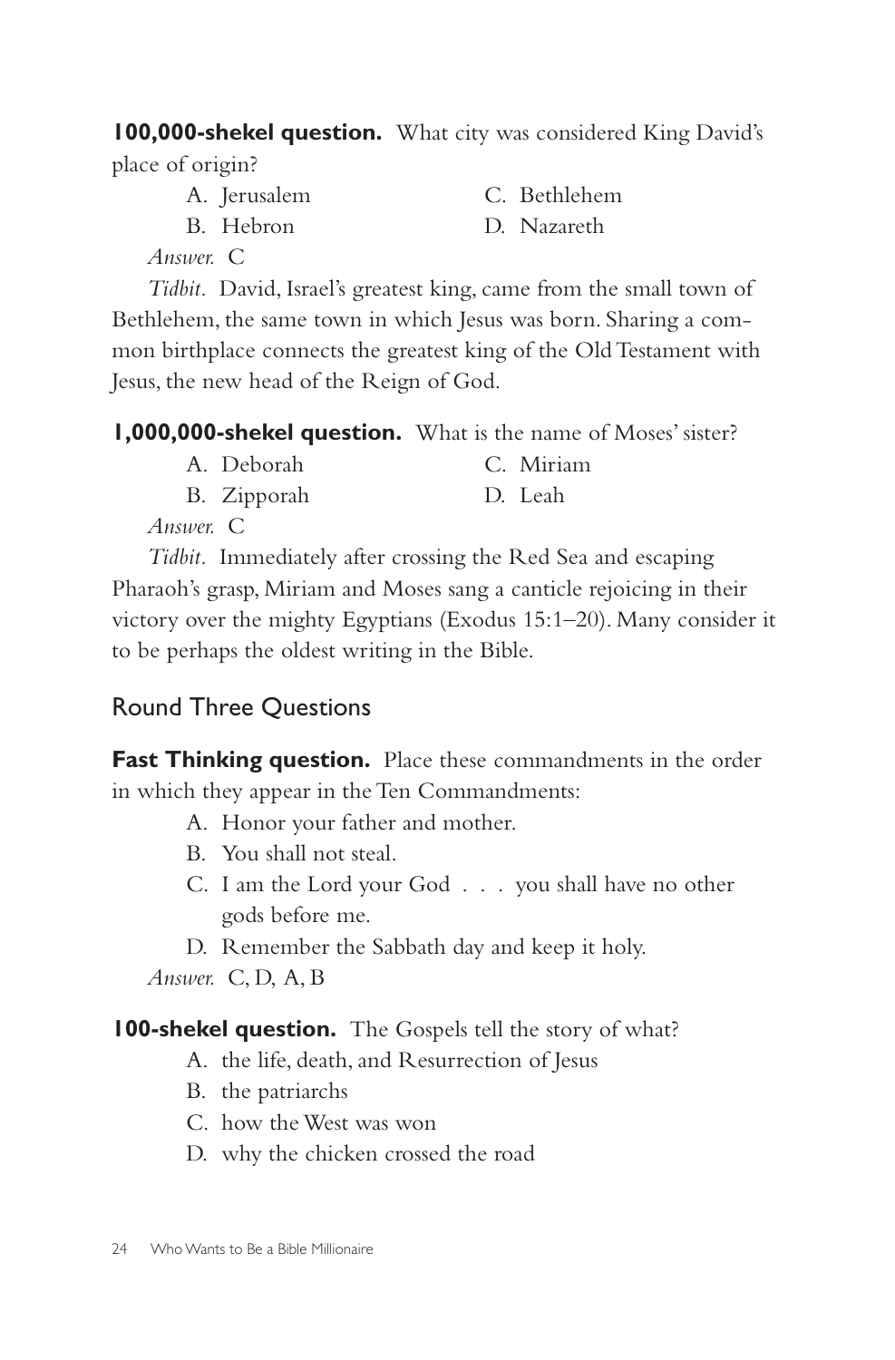**100,000-shekel question.** What city was considered King David's place of origin?

A. Jerusalem
B. Hebron
C. Bethlehem
D. Nazareth

*Answer.* C

*Tidbit.* David, Israel's greatest king, came from the small town of Bethlehem, the same town in which Jesus was born. Sharing a common birthplace connects the greatest king of the Old Testament with Jesus, the new head of the Reign of God.

**1,000,000-shekel question.** What is the name of Moses' sister?

A. Deborah
B. Zipporah
C. Miriam
D. Leah

*Answer.* C

*Tidbit.* Immediately after crossing the Red Sea and escaping Pharaoh's grasp, Miriam and Moses sang a canticle rejoicing in their victory over the mighty Egyptians (Exodus 15:1–20). Many consider it to be perhaps the oldest writing in the Bible.

## Round Three Questions

**Fast Thinking question.** Place these commandments in the order in which they appear in the Ten Commandments:

A. Honor your father and mother.
B. You shall not steal.
C. I am the Lord your God . . . you shall have no other gods before me.
D. Remember the Sabbath day and keep it holy.

*Answer.* C, D, A, B

**100-shekel question.** The Gospels tell the story of what?

A. the life, death, and Resurrection of Jesus
B. the patriarchs
C. how the West was won
D. why the chicken crossed the road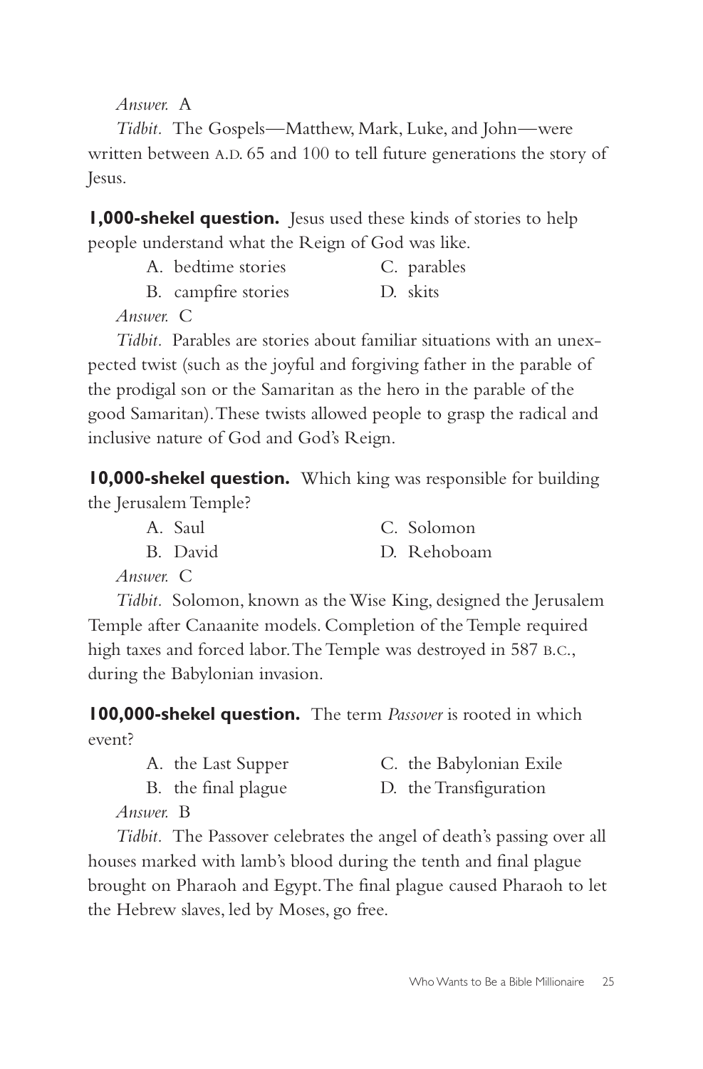*Answer.* A

*Tidbit.* The Gospels—Matthew, Mark, Luke, and John—were written between A.D. 65 and 100 to tell future generations the story of Jesus.

**1,000-shekel question.** Jesus used these kinds of stories to help people understand what the Reign of God was like.

A. bedtime stories
B. campfire stories
C. parables
D. skits

*Answer.* C

*Tidbit.* Parables are stories about familiar situations with an unexpected twist (such as the joyful and forgiving father in the parable of the prodigal son or the Samaritan as the hero in the parable of the good Samaritan). These twists allowed people to grasp the radical and inclusive nature of God and God's Reign.

**10,000-shekel question.** Which king was responsible for building the Jerusalem Temple?

A. Saul
B. David
C. Solomon
D. Rehoboam

*Answer.* C

*Tidbit.* Solomon, known as the Wise King, designed the Jerusalem Temple after Canaanite models. Completion of the Temple required high taxes and forced labor. The Temple was destroyed in 587 B.C., during the Babylonian invasion.

**100,000-shekel question.** The term *Passover* is rooted in which event?

A. the Last Supper
B. the final plague
C. the Babylonian Exile
D. the Transfiguration

*Answer.* B

*Tidbit.* The Passover celebrates the angel of death's passing over all houses marked with lamb's blood during the tenth and final plague brought on Pharaoh and Egypt. The final plague caused Pharaoh to let the Hebrew slaves, led by Moses, go free.